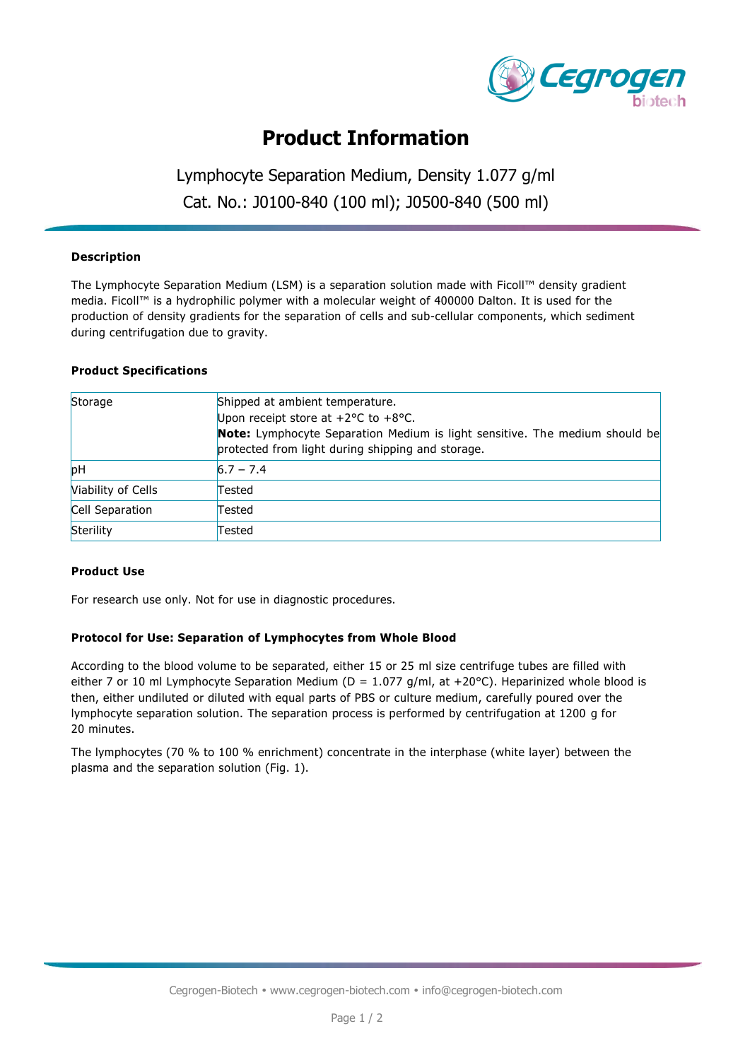# Product Information

Lymphocyte Separation Medium, Density 1.077 g/ml

Cat. No.: J0100-840 (100 ml); J0500-840 (500 ml)

### Description

The Lymphocyte Separation Medium (LSM) is a separation solution made with Ficoll™ density gradient media. Ficoll™ is a hydrophilic polymer with a molecular weight of 400000 Dalton. It is used for the production of density gradients for the separation of cells and sub-cellular components, which sediment during centrifugation due to gravity.

### Product Specifications

| | |
|---|---|
| Storage | Shipped at ambient temperature. Upon receipt store at +2°C to +8°C. **Note:** Lymphocyte Separation Medium is light sensitive. The medium should be protected from light during shipping and storage. |
| pH | 6.7 – 7.4 |
| Viability of Cells | Tested |
| Cell Separation | Tested |
| Sterility | Tested |

### Product Use

For research use only. Not for use in diagnostic procedures.

### Protocol for Use: Separation of Lymphocytes from Whole Blood

According to the blood volume to be separated, either 15 or 25 ml size centrifuge tubes are filled with either 7 or 10 ml Lymphocyte Separation Medium (D = 1.077 g/ml, at +20°C). Heparinized whole blood is then, either undiluted or diluted with equal parts of PBS or culture medium, carefully poured over the lymphocyte separation solution. The separation process is performed by centrifugation at 1200 g for 20 minutes.

The lymphocytes (70 % to 100 % enrichment) concentrate in the interphase (white layer) between the plasma and the separation solution (Fig. 1).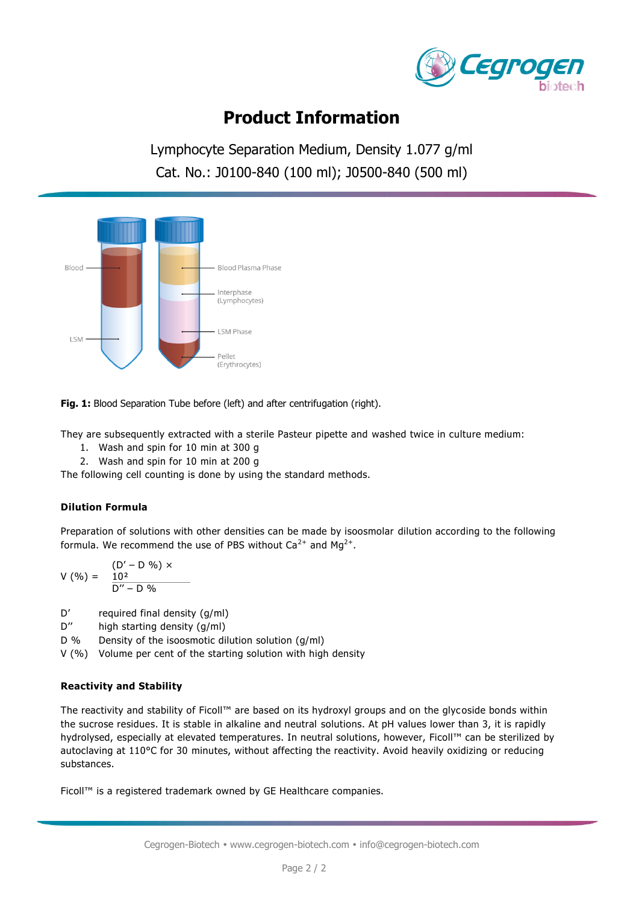# Product Information

Lymphocyte Separation Medium, Density 1.077 g/ml
Cat. No.: J0100-840 (100 ml); J0500-840 (500 ml)

Blood
LSM
Blood Plasma Phase
Interphase (Lymphocytes)
LSM Phase
Pellet (Erythrocytes)

**Fig. 1:** Blood Separation Tube before (left) and after centrifugation (right).

They are subsequently extracted with a sterile Pasteur pipette and washed twice in culture medium:

1. Wash and spin for 10 min at 300 g
2. Wash and spin for 10 min at 200 g

The following cell counting is done by using the standard methods.

### Dilution Formula

Preparation of solutions with other densities can be made by isoosmolar dilution according to the following formula. We recommend the use of PBS without $Ca^{2+}$ and $Mg^{2+}$.

$$V\,(\%) = \frac{(D' - D\,\%) \times 10^2}{D'' - D\,\%}$$

D' required final density (g/ml)
D'' high starting density (g/ml)
D % Density of the isoosmotic dilution solution (g/ml)
V (%) Volume per cent of the starting solution with high density

### Reactivity and Stability

The reactivity and stability of Ficoll™ are based on its hydroxyl groups and on the glycoside bonds within the sucrose residues. It is stable in alkaline and neutral solutions. At pH values lower than 3, it is rapidly hydrolysed, especially at elevated temperatures. In neutral solutions, however, Ficoll™ can be sterilized by autoclaving at 110°C for 30 minutes, without affecting the reactivity. Avoid heavily oxidizing or reducing substances.

Ficoll™ is a registered trademark owned by GE Healthcare companies.

Cegrogen-Biotech • www.cegrogen-biotech.com • info@cegrogen-biotech.com